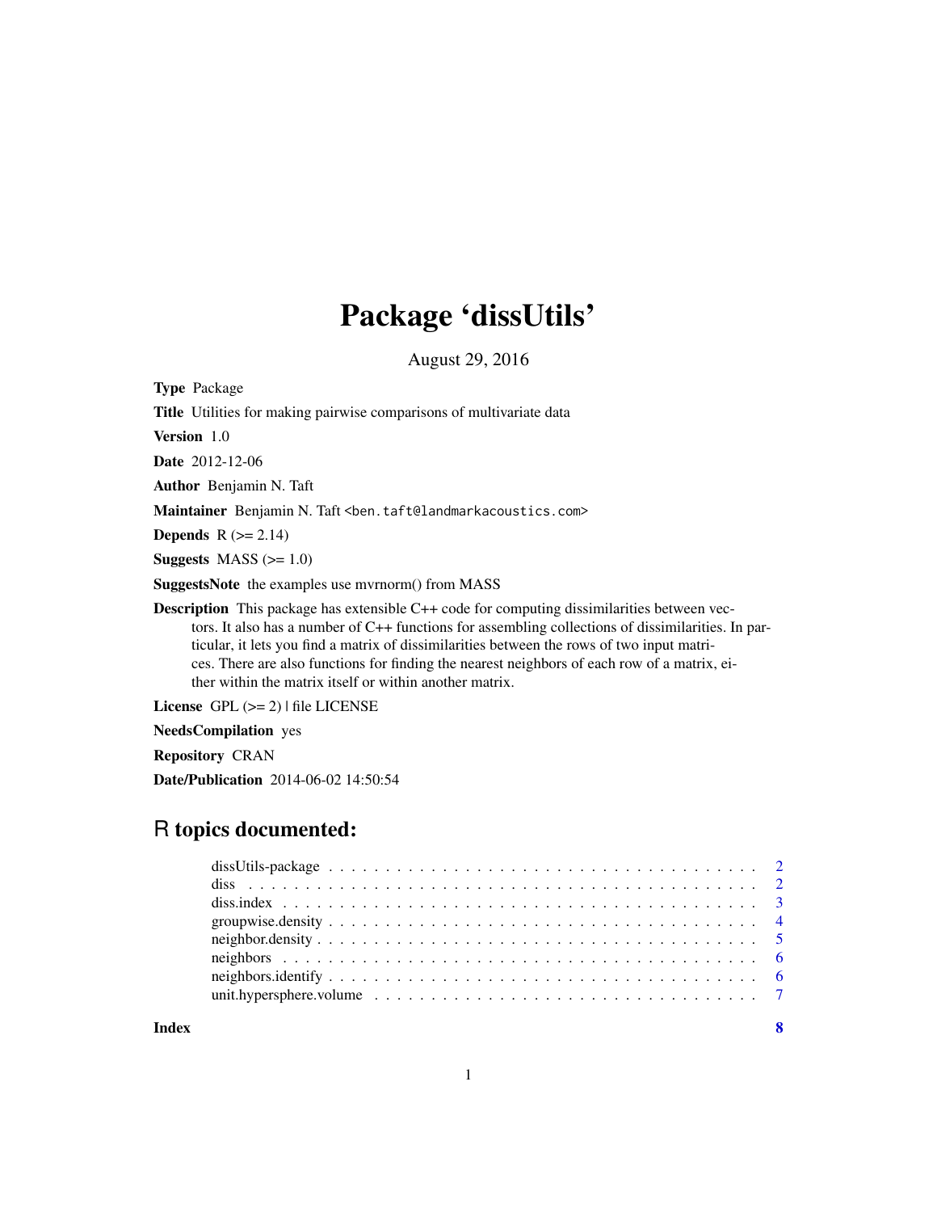# Package 'dissUtils'

August 29, 2016

**Type** Package

**Title** Utilities for making pairwise comparisons of multivariate data

**Version** 1.0

**Date** 2012-12-06

**Author** Benjamin N. Taft

**Maintainer** Benjamin N. Taft <ben.taft@landmarkacoustics.com>

**Depends** R (>= 2.14)

**Suggests** MASS (>= 1.0)

**SuggestsNote** the examples use mvrnorm() from MASS

**Description** This package has extensible C++ code for computing dissimilarities between vectors. It also has a number of C++ functions for assembling collections of dissimilarities. In particular, it lets you find a matrix of dissimilarities between the rows of two input matrices. There are also functions for finding the nearest neighbors of each row of a matrix, either within the matrix itself or within another matrix.

**License** GPL (>= 2) | file LICENSE

**NeedsCompilation** yes

**Repository** CRAN

**Date/Publication** 2014-06-02 14:50:54

## R topics documented:

- dissUtils-package . . . . . . . . . . . . . . . . . . . . . . . . . . . . . . . . . . . . . . 2
- diss . . . . . . . . . . . . . . . . . . . . . . . . . . . . . . . . . . . . . . . . . . . . . . 2
- diss.index . . . . . . . . . . . . . . . . . . . . . . . . . . . . . . . . . . . . . . . . . . . 3
- groupwise.density . . . . . . . . . . . . . . . . . . . . . . . . . . . . . . . . . . . . . . 4
- neighbor.density . . . . . . . . . . . . . . . . . . . . . . . . . . . . . . . . . . . . . . . 5
- neighbors . . . . . . . . . . . . . . . . . . . . . . . . . . . . . . . . . . . . . . . . . . . 6
- neighbors.identify . . . . . . . . . . . . . . . . . . . . . . . . . . . . . . . . . . . . . . 6
- unit.hypersphere.volume . . . . . . . . . . . . . . . . . . . . . . . . . . . . . . . . . . 7

**Index** 8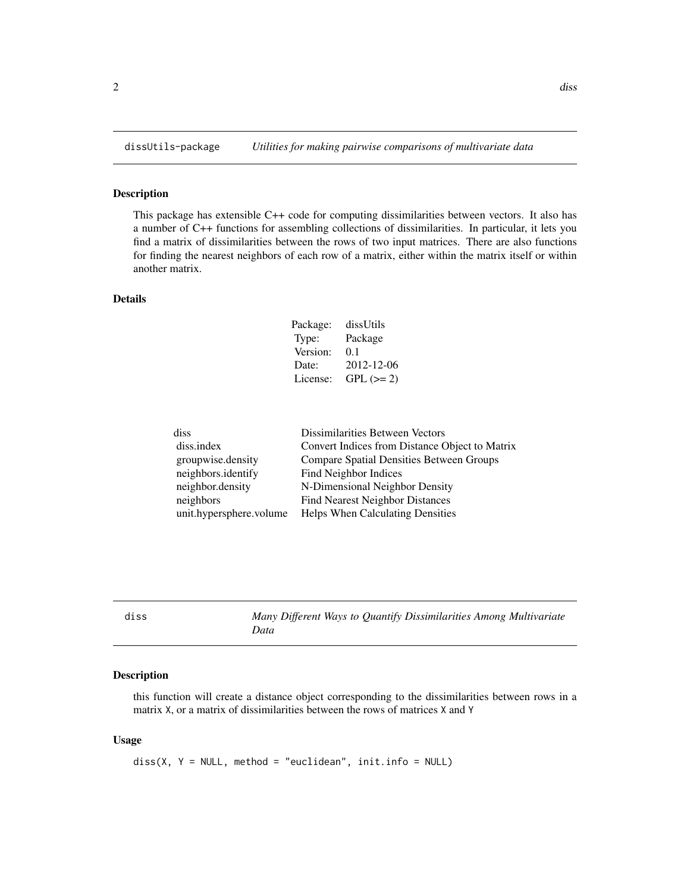## dissUtils-package *Utilities for making pairwise comparisons of multivariate data*

### Description

This package has extensible C++ code for computing dissimilarities between vectors. It also has a number of C++ functions for assembling collections of dissimilarities. In particular, it lets you find a matrix of dissimilarities between the rows of two input matrices. There are also functions for finding the nearest neighbors of each row of a matrix, either within the matrix itself or within another matrix.

### Details

| | |
|---|---|
| Package: | dissUtils |
| Type: | Package |
| Version: | 0.1 |
| Date: | 2012-12-06 |
| License: | GPL (>= 2) |

| | |
|---|---|
| diss | Dissimilarities Between Vectors |
| diss.index | Convert Indices from Distance Object to Matrix |
| groupwise.density | Compare Spatial Densities Between Groups |
| neighbors.identify | Find Neighbor Indices |
| neighbor.density | N-Dimensional Neighbor Density |
| neighbors | Find Nearest Neighbor Distances |
| unit.hypersphere.volume | Helps When Calculating Densities |

## diss *Many Different Ways to Quantify Dissimilarities Among Multivariate Data*

### Description

this function will create a distance object corresponding to the dissimilarities between rows in a matrix X, or a matrix of dissimilarities between the rows of matrices X and Y

### Usage

```
diss(X, Y = NULL, method = "euclidean", init.info = NULL)
```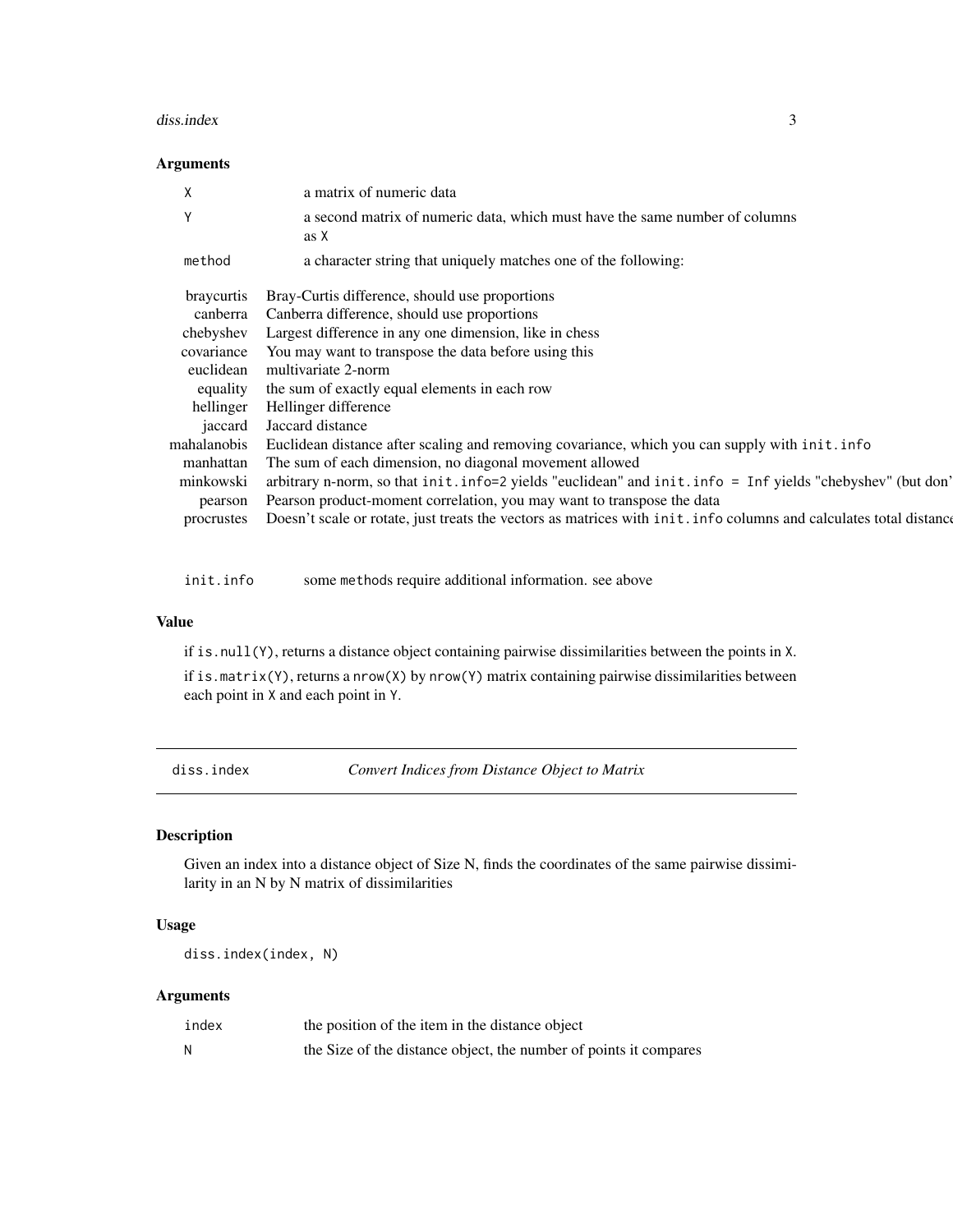### Arguments

| | |
|---|---|
| `X` | a matrix of numeric data |
| `Y` | a second matrix of numeric data, which must have the same number of columns as `X` |
| `method` | a character string that uniquely matches one of the following: |

| | |
|---|---|
| braycurtis | Bray-Curtis difference, should use proportions |
| canberra | Canberra difference, should use proportions |
| chebyshev | Largest difference in any one dimension, like in chess |
| covariance | You may want to transpose the data before using this |
| euclidean | multivariate 2-norm |
| equality | the sum of exactly equal elements in each row |
| hellinger | Hellinger difference |
| jaccard | Jaccard distance |
| mahalanobis | Euclidean distance after scaling and removing covariance, which you can supply with `init.info` |
| manhattan | The sum of each dimension, no diagonal movement allowed |
| minkowski | arbitrary n-norm, so that `init.info=2` yields "euclidean" and `init.info = Inf` yields "chebyshev" (but don' |
| pearson | Pearson product-moment correlation, you may want to transpose the data |
| procrustes | Doesn't scale or rotate, just treats the vectors as matrices with `init.info` columns and calculates total distance |

| | |
|---|---|
| `init.info` | some `method`s require additional information. see above |

### Value

if `is.null(Y)`, returns a distance object containing pairwise dissimilarities between the points in `X`.

if `is.matrix(Y)`, returns a `nrow(X)` by `nrow(Y)` matrix containing pairwise dissimilarities between each point in `X` and each point in `Y`.

---

## diss.index — *Convert Indices from Distance Object to Matrix*

---

### Description

Given an index into a distance object of Size N, finds the coordinates of the same pairwise dissimilarity in an N by N matrix of dissimilarities

### Usage

```
diss.index(index, N)
```

### Arguments

| | |
|---|---|
| `index` | the position of the item in the distance object |
| `N` | the Size of the distance object, the number of points it compares |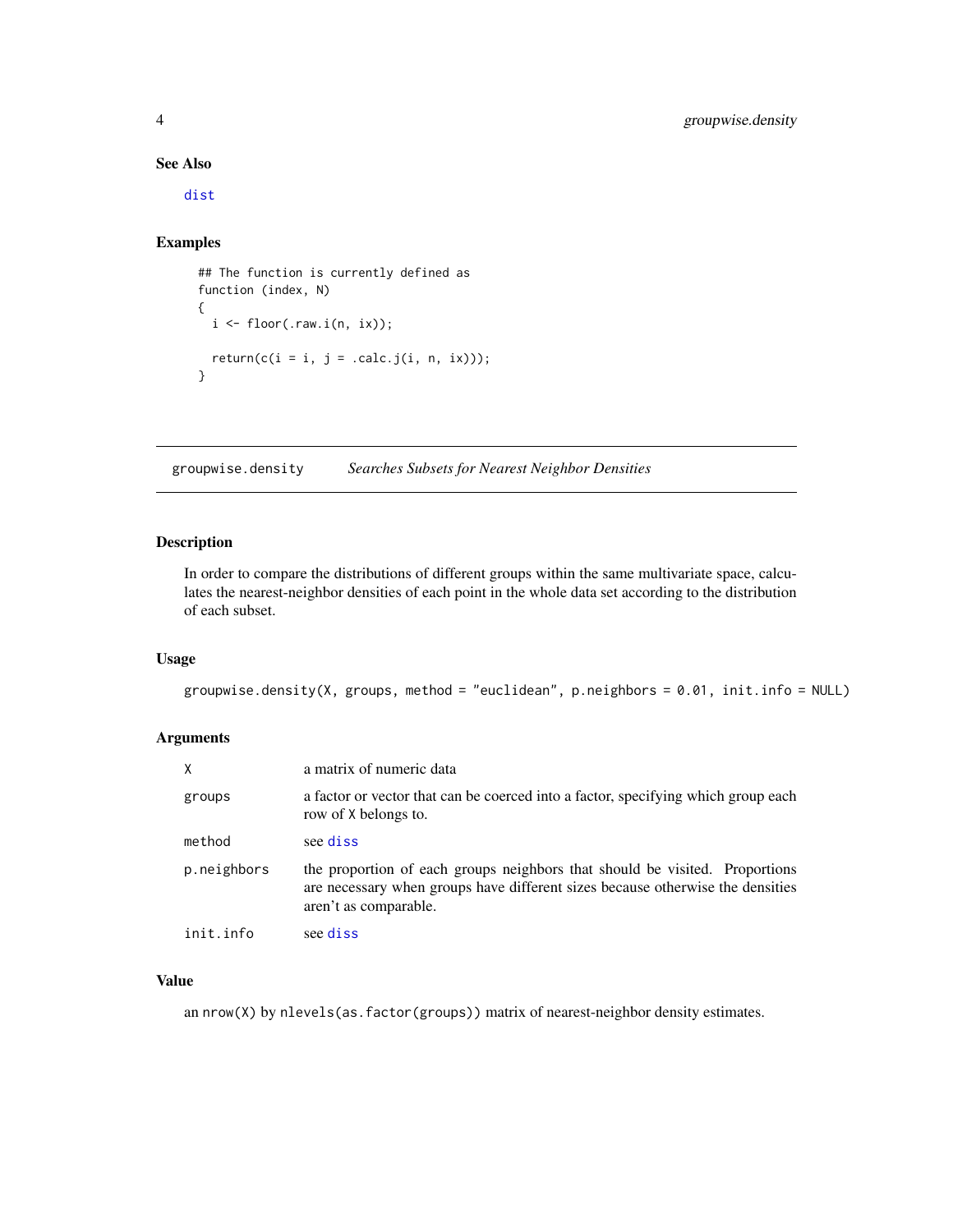### See Also

dist

### Examples

```
## The function is currently defined as
function (index, N)
{
  i <- floor(.raw.i(n, ix));

  return(c(i = i, j = .calc.j(i, n, ix)));
}
```

---

## groupwise.density — *Searches Subsets for Nearest Neighbor Densities*

---

### Description

In order to compare the distributions of different groups within the same multivariate space, calculates the nearest-neighbor densities of each point in the whole data set according to the distribution of each subset.

### Usage

```
groupwise.density(X, groups, method = "euclidean", p.neighbors = 0.01, init.info = NULL)
```

### Arguments

| | |
|---|---|
| `X` | a matrix of numeric data |
| `groups` | a factor or vector that can be coerced into a factor, specifying which group each row of `X` belongs to. |
| `method` | see `diss` |
| `p.neighbors` | the proportion of each groups neighbors that should be visited. Proportions are necessary when groups have different sizes because otherwise the densities aren't as comparable. |
| `init.info` | see `diss` |

### Value

an `nrow(X)` by `nlevels(as.factor(groups))` matrix of nearest-neighbor density estimates.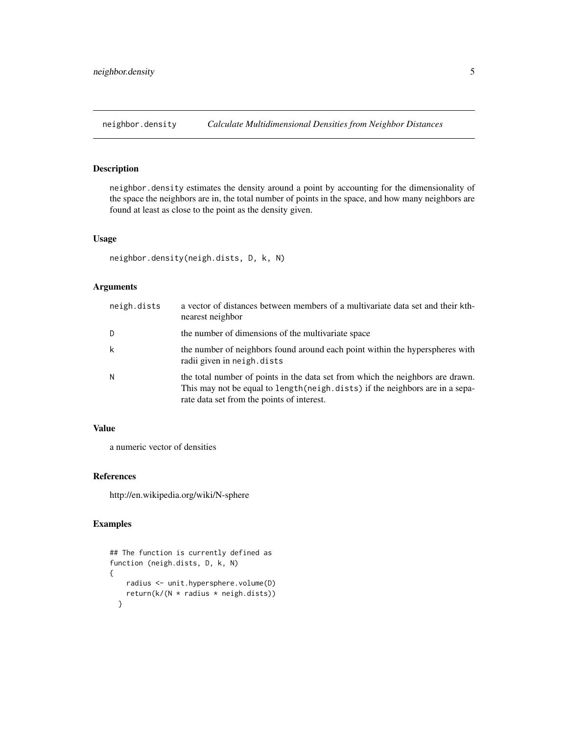# neighbor.density — *Calculate Multidimensional Densities from Neighbor Distances*

## Description

neighbor.density estimates the density around a point by accounting for the dimensionality of the space the neighbors are in, the total number of points in the space, and how many neighbors are found at least as close to the point as the density given.

## Usage

```
neighbor.density(neigh.dists, D, k, N)
```

## Arguments

| | |
|---|---|
| neigh.dists | a vector of distances between members of a multivariate data set and their kth-nearest neighbor |
| D | the number of dimensions of the multivariate space |
| k | the number of neighbors found around each point within the hyperspheres with radii given in neigh.dists |
| N | the total number of points in the data set from which the neighbors are drawn. This may not be equal to length(neigh.dists) if the neighbors are in a separate data set from the points of interest. |

## Value

a numeric vector of densities

## References

http://en.wikipedia.org/wiki/N-sphere

## Examples

```
## The function is currently defined as
function (neigh.dists, D, k, N)
{
    radius <- unit.hypersphere.volume(D)
    return(k/(N * radius * neigh.dists))
  }
```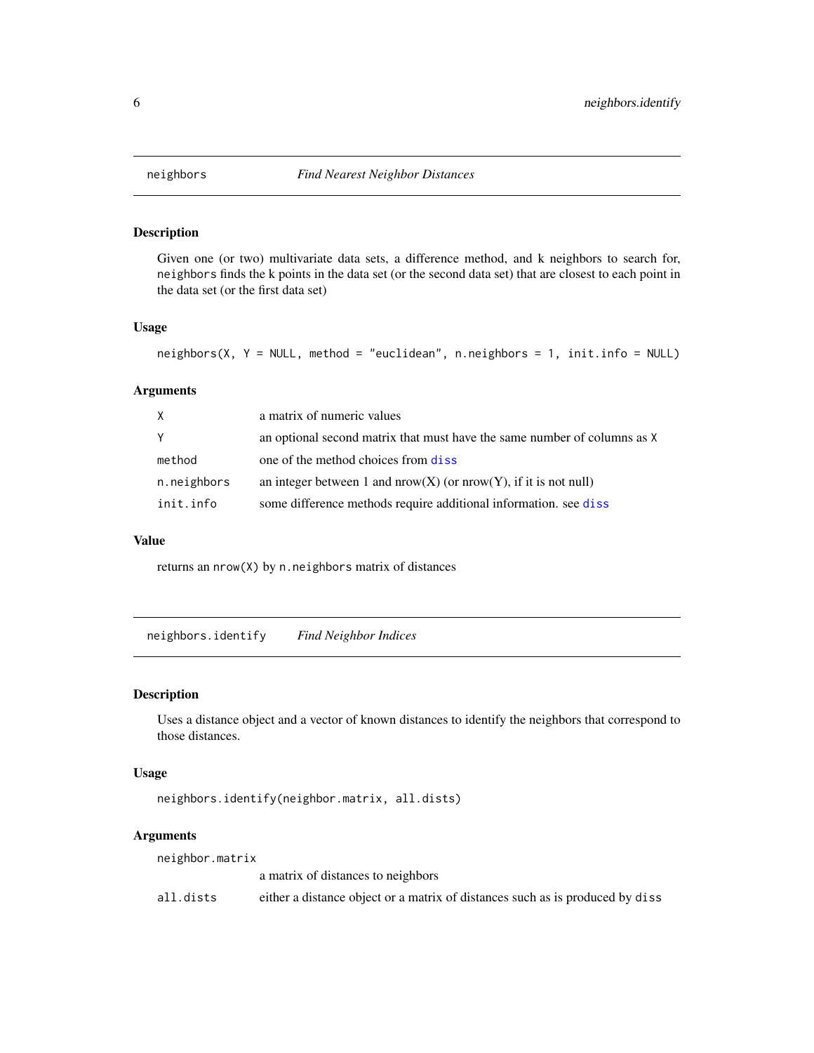## neighbors — *Find Nearest Neighbor Distances*

### Description

Given one (or two) multivariate data sets, a difference method, and k neighbors to search for, `neighbors` finds the k points in the data set (or the second data set) that are closest to each point in the data set (or the first data set)

### Usage

```
neighbors(X, Y = NULL, method = "euclidean", n.neighbors = 1, init.info = NULL)
```

### Arguments

| | |
|---|---|
| `X` | a matrix of numeric values |
| `Y` | an optional second matrix that must have the same number of columns as `X` |
| `method` | one of the method choices from `diss` |
| `n.neighbors` | an integer between 1 and nrow(X) (or nrow(Y), if it is not null) |
| `init.info` | some difference methods require additional information. see `diss` |

### Value

returns an `nrow(X)` by `n.neighbors` matrix of distances

## neighbors.identify — *Find Neighbor Indices*

### Description

Uses a distance object and a vector of known distances to identify the neighbors that correspond to those distances.

### Usage

```
neighbors.identify(neighbor.matrix, all.dists)
```

### Arguments

| | |
|---|---|
| `neighbor.matrix` | a matrix of distances to neighbors |
| `all.dists` | either a distance object or a matrix of distances such as is produced by `diss` |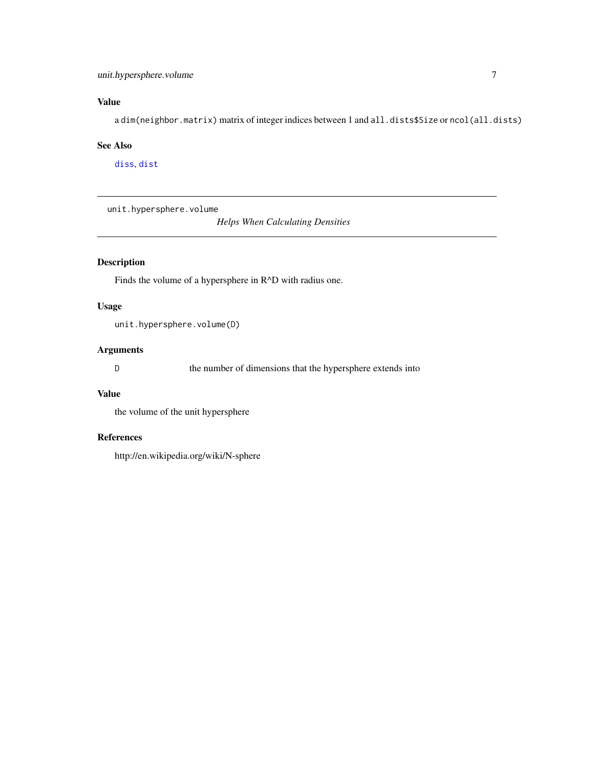## Value

a `dim(neighbor.matrix)` matrix of integer indices between 1 and `all.dists$Size` or `ncol(all.dists)`

## See Also

`diss`, `dist`

---

# unit.hypersphere.volume

*Helps When Calculating Densities*

---

## Description

Finds the volume of a hypersphere in R^D with radius one.

## Usage

```
unit.hypersphere.volume(D)
```

## Arguments

| | |
|---|---|
| `D` | the number of dimensions that the hypersphere extends into |

## Value

the volume of the unit hypersphere

## References

http://en.wikipedia.org/wiki/N-sphere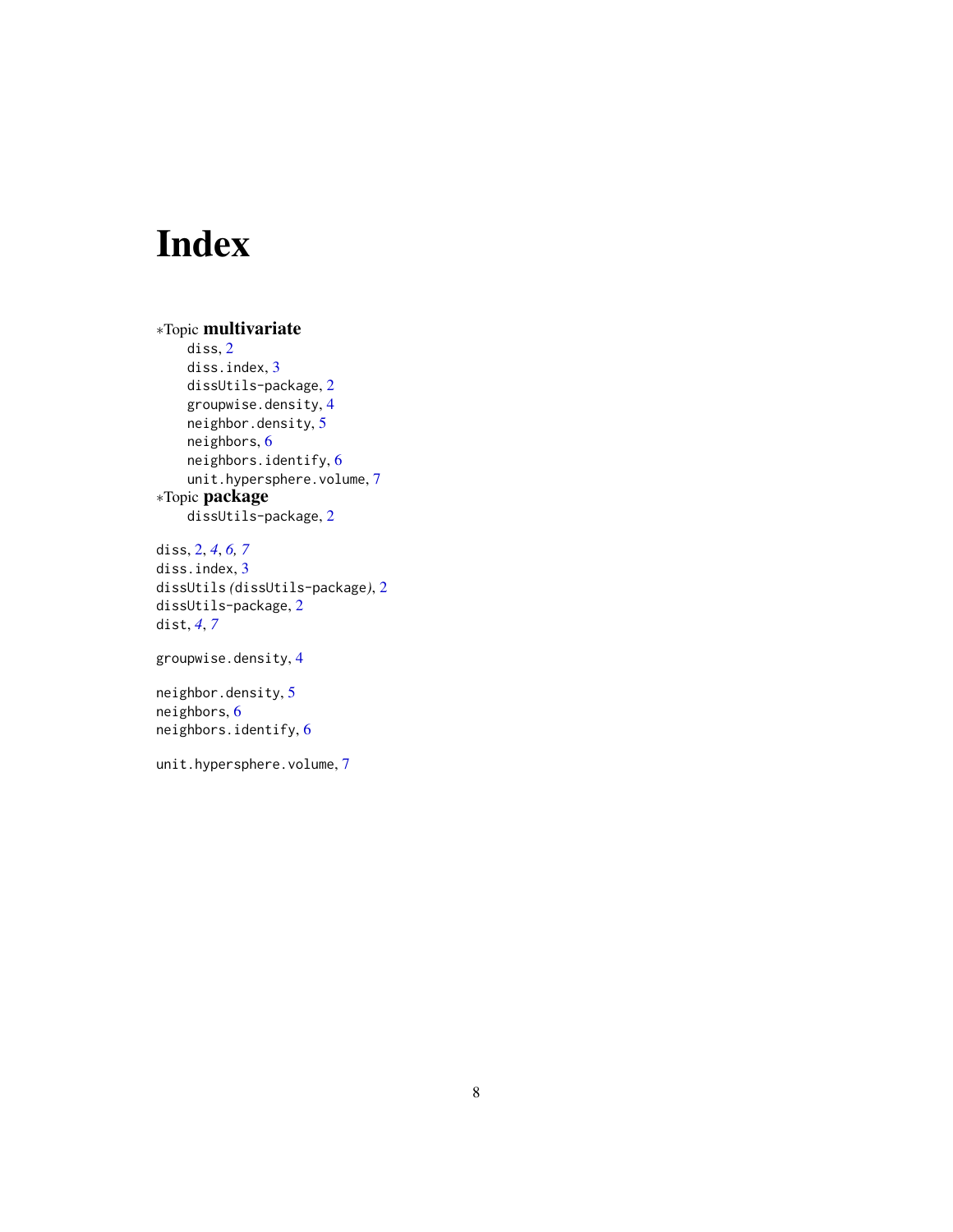# Index

∗Topic **multivariate**
- diss, 2
- diss.index, 3
- dissUtils-package, 2
- groupwise.density, 4
- neighbor.density, 5
- neighbors, 6
- neighbors.identify, 6
- unit.hypersphere.volume, 7

∗Topic **package**
- dissUtils-package, 2

diss, 2, *4*, *6, 7*
diss.index, 3
dissUtils *(*dissUtils-package*)*, 2
dissUtils-package, 2
dist, *4*, *7*

groupwise.density, 4

neighbor.density, 5
neighbors, 6
neighbors.identify, 6

unit.hypersphere.volume, 7